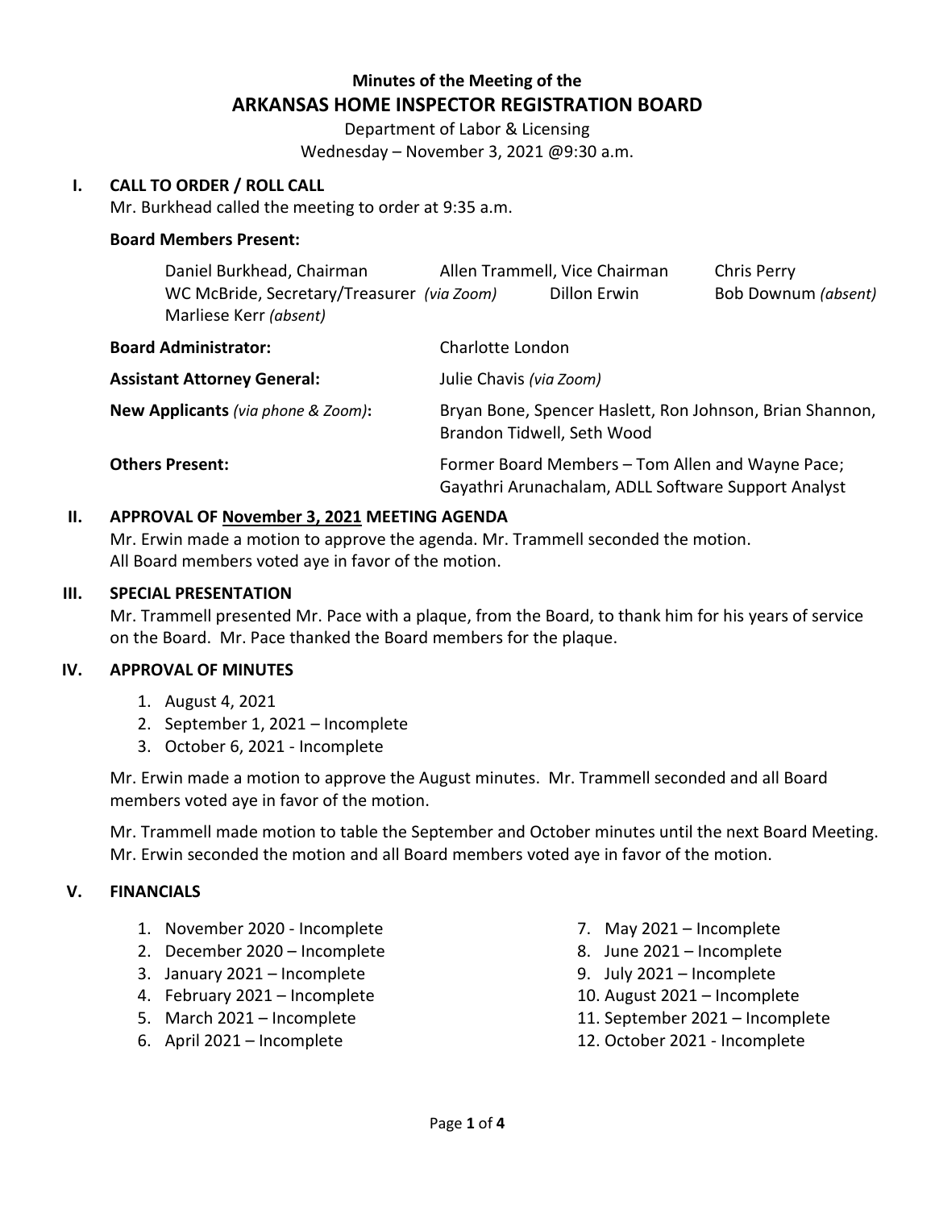**Minutes of the Meeting of the**

# ARKANSAS HOME INSPECTOR REGISTRATION BOARD

Department of Labor & Licensing
Wednesday – November 3, 2021 @9:30 a.m.

## I. CALL TO ORDER / ROLL CALL

Mr. Burkhead called the meeting to order at 9:35 a.m.

**Board Members Present:**

Daniel Burkhead, Chairman
Allen Trammell, Vice Chairman
Chris Perry
WC McBride, Secretary/Treasurer *(via Zoom)*
Dillon Erwin
Bob Downum *(absent)*
Marliese Kerr *(absent)*

**Board Administrator:** Charlotte London

**Assistant Attorney General:** Julie Chavis *(via Zoom)*

**New Applicants** *(via phone & Zoom)***:** Bryan Bone, Spencer Haslett, Ron Johnson, Brian Shannon, Brandon Tidwell, Seth Wood

**Others Present:** Former Board Members – Tom Allen and Wayne Pace; Gayathri Arunachalam, ADLL Software Support Analyst

## II. APPROVAL OF November 3, 2021 MEETING AGENDA

Mr. Erwin made a motion to approve the agenda. Mr. Trammell seconded the motion.
All Board members voted aye in favor of the motion.

## III. SPECIAL PRESENTATION

Mr. Trammell presented Mr. Pace with a plaque, from the Board, to thank him for his years of service on the Board. Mr. Pace thanked the Board members for the plaque.

## IV. APPROVAL OF MINUTES

1. August 4, 2021
2. September 1, 2021 – Incomplete
3. October 6, 2021 - Incomplete

Mr. Erwin made a motion to approve the August minutes. Mr. Trammell seconded and all Board members voted aye in favor of the motion.

Mr. Trammell made motion to table the September and October minutes until the next Board Meeting. Mr. Erwin seconded the motion and all Board members voted aye in favor of the motion.

## V. FINANCIALS

1. November 2020 - Incomplete
2. December 2020 – Incomplete
3. January 2021 – Incomplete
4. February 2021 – Incomplete
5. March 2021 – Incomplete
6. April 2021 – Incomplete
7. May 2021 – Incomplete
8. June 2021 – Incomplete
9. July 2021 – Incomplete
10. August 2021 – Incomplete
11. September 2021 – Incomplete
12. October 2021 - Incomplete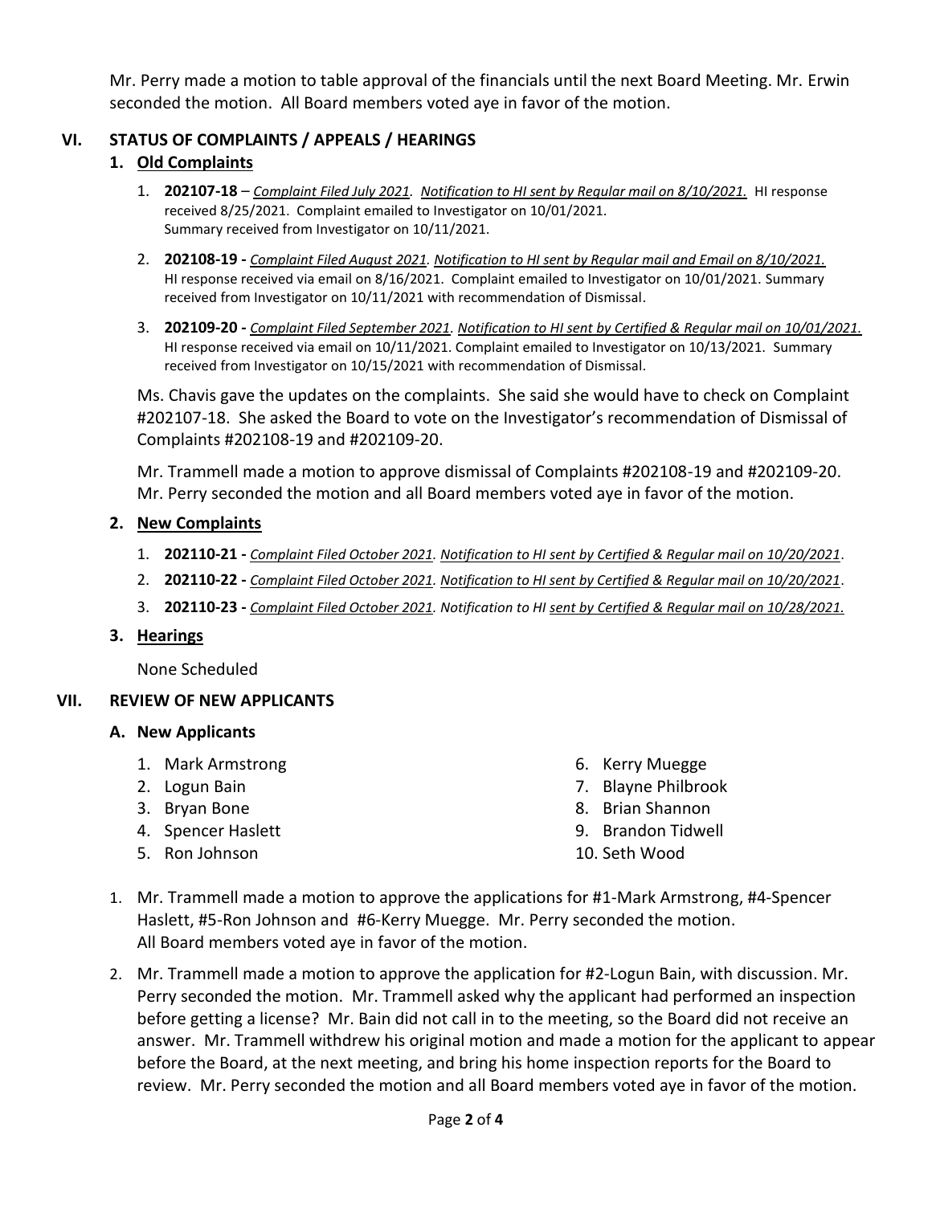Mr. Perry made a motion to table approval of the financials until the next Board Meeting. Mr. Erwin seconded the motion. All Board members voted aye in favor of the motion.

## VI. STATUS OF COMPLAINTS / APPEALS / HEARINGS

### 1. Old Complaints

1. **202107-18** – *Complaint Filed July 2021. Notification to HI sent by Regular mail on 8/10/2021.* HI response received 8/25/2021. Complaint emailed to Investigator on 10/01/2021. Summary received from Investigator on 10/11/2021.
2. **202108-19 -** *Complaint Filed August 2021. Notification to HI sent by Regular mail and Email on 8/10/2021.* HI response received via email on 8/16/2021. Complaint emailed to Investigator on 10/01/2021. Summary received from Investigator on 10/11/2021 with recommendation of Dismissal.
3. **202109-20 -** *Complaint Filed September 2021. Notification to HI sent by Certified & Regular mail on 10/01/2021.* HI response received via email on 10/11/2021. Complaint emailed to Investigator on 10/13/2021. Summary received from Investigator on 10/15/2021 with recommendation of Dismissal.

Ms. Chavis gave the updates on the complaints. She said she would have to check on Complaint #202107-18. She asked the Board to vote on the Investigator's recommendation of Dismissal of Complaints #202108-19 and #202109-20.

Mr. Trammell made a motion to approve dismissal of Complaints #202108-19 and #202109-20. Mr. Perry seconded the motion and all Board members voted aye in favor of the motion.

### 2. New Complaints

1. **202110-21 -** *Complaint Filed October 2021. Notification to HI sent by Certified & Regular mail on 10/20/2021.*
2. **202110-22 -** *Complaint Filed October 2021. Notification to HI sent by Certified & Regular mail on 10/20/2021.*
3. **202110-23 -** *Complaint Filed October 2021. Notification to HI sent by Certified & Regular mail on 10/28/2021.*

### 3. Hearings

None Scheduled

## VII. REVIEW OF NEW APPLICANTS

### A. New Applicants

1. Mark Armstrong
2. Logun Bain
3. Bryan Bone
4. Spencer Haslett
5. Ron Johnson
6. Kerry Muegge
7. Blayne Philbrook
8. Brian Shannon
9. Brandon Tidwell
10. Seth Wood

1. Mr. Trammell made a motion to approve the applications for #1-Mark Armstrong, #4-Spencer Haslett, #5-Ron Johnson and #6-Kerry Muegge. Mr. Perry seconded the motion. All Board members voted aye in favor of the motion.
2. Mr. Trammell made a motion to approve the application for #2-Logun Bain, with discussion. Mr. Perry seconded the motion. Mr. Trammell asked why the applicant had performed an inspection before getting a license? Mr. Bain did not call in to the meeting, so the Board did not receive an answer. Mr. Trammell withdrew his original motion and made a motion for the applicant to appear before the Board, at the next meeting, and bring his home inspection reports for the Board to review. Mr. Perry seconded the motion and all Board members voted aye in favor of the motion.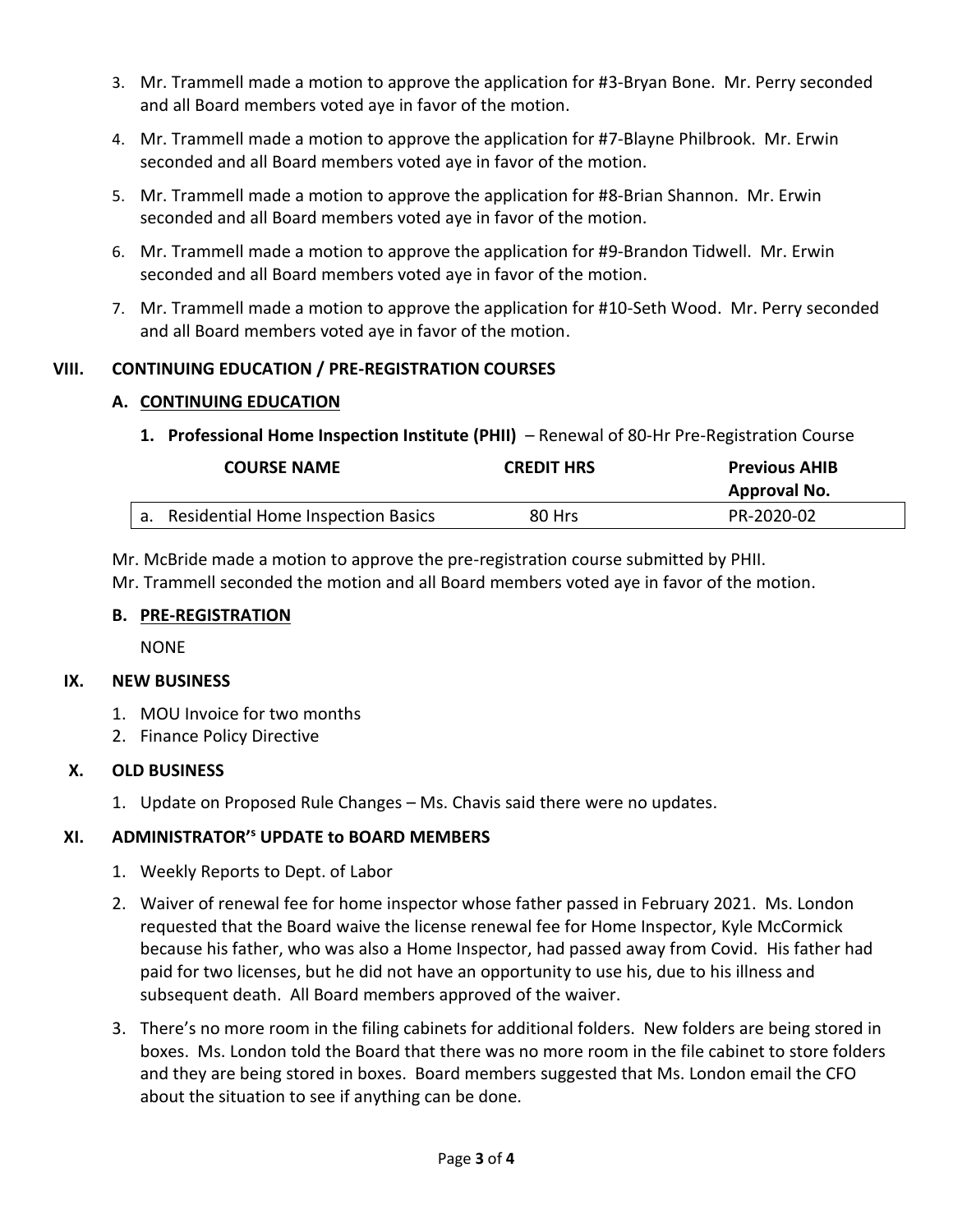3. Mr. Trammell made a motion to approve the application for #3-Bryan Bone. Mr. Perry seconded and all Board members voted aye in favor of the motion.
4. Mr. Trammell made a motion to approve the application for #7-Blayne Philbrook. Mr. Erwin seconded and all Board members voted aye in favor of the motion.
5. Mr. Trammell made a motion to approve the application for #8-Brian Shannon. Mr. Erwin seconded and all Board members voted aye in favor of the motion.
6. Mr. Trammell made a motion to approve the application for #9-Brandon Tidwell. Mr. Erwin seconded and all Board members voted aye in favor of the motion.
7. Mr. Trammell made a motion to approve the application for #10-Seth Wood. Mr. Perry seconded and all Board members voted aye in favor of the motion.

## VIII. CONTINUING EDUCATION / PRE-REGISTRATION COURSES

### A. CONTINUING EDUCATION

**1. Professional Home Inspection Institute (PHII)** – Renewal of 80-Hr Pre-Registration Course

| COURSE NAME | CREDIT HRS | Previous AHIB Approval No. |
|---|---|---|
| a. Residential Home Inspection Basics | 80 Hrs | PR-2020-02 |

Mr. McBride made a motion to approve the pre-registration course submitted by PHII.
Mr. Trammell seconded the motion and all Board members voted aye in favor of the motion.

### B. PRE-REGISTRATION

NONE

## IX. NEW BUSINESS

1. MOU Invoice for two months
2. Finance Policy Directive

## X. OLD BUSINESS

1. Update on Proposed Rule Changes – Ms. Chavis said there were no updates.

## XI. ADMINISTRATOR'S UPDATE to BOARD MEMBERS

1. Weekly Reports to Dept. of Labor
2. Waiver of renewal fee for home inspector whose father passed in February 2021. Ms. London requested that the Board waive the license renewal fee for Home Inspector, Kyle McCormick because his father, who was also a Home Inspector, had passed away from Covid. His father had paid for two licenses, but he did not have an opportunity to use his, due to his illness and subsequent death. All Board members approved of the waiver.
3. There's no more room in the filing cabinets for additional folders. New folders are being stored in boxes. Ms. London told the Board that there was no more room in the file cabinet to store folders and they are being stored in boxes. Board members suggested that Ms. London email the CFO about the situation to see if anything can be done.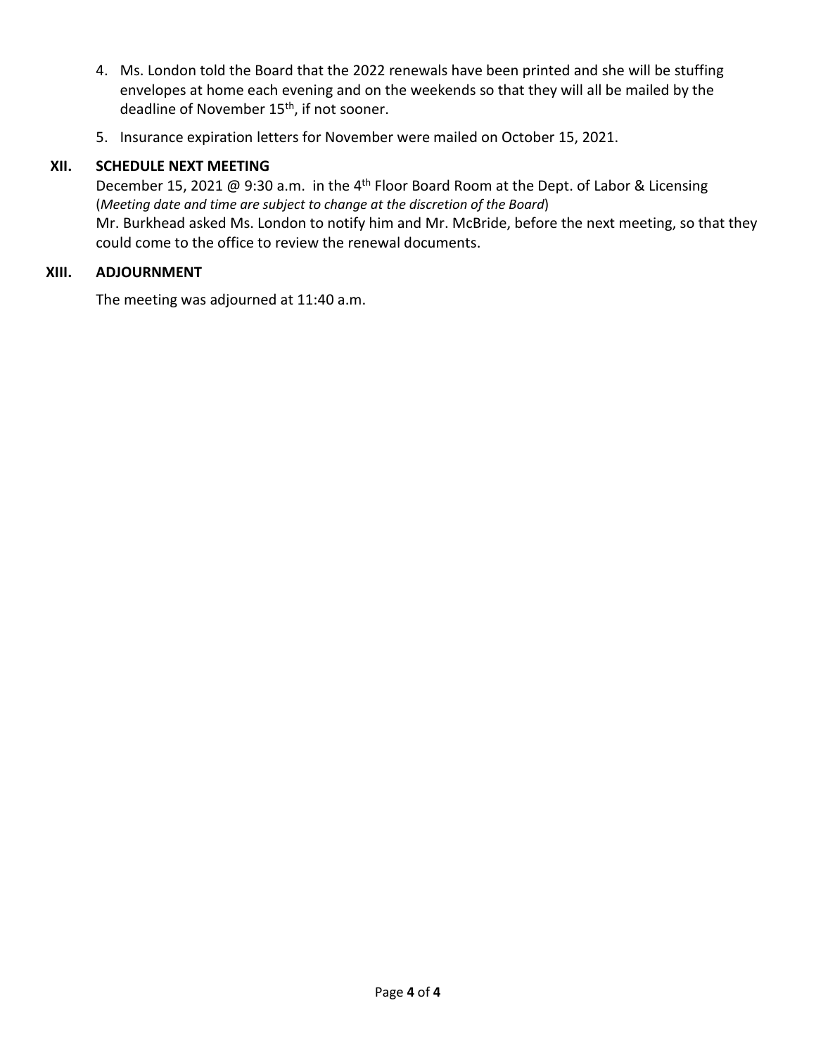4. Ms. London told the Board that the 2022 renewals have been printed and she will be stuffing envelopes at home each evening and on the weekends so that they will all be mailed by the deadline of November 15th, if not sooner.
5. Insurance expiration letters for November were mailed on October 15, 2021.

## XII. SCHEDULE NEXT MEETING

December 15, 2021 @ 9:30 a.m. in the 4th Floor Board Room at the Dept. of Labor & Licensing
(*Meeting date and time are subject to change at the discretion of the Board*)
Mr. Burkhead asked Ms. London to notify him and Mr. McBride, before the next meeting, so that they could come to the office to review the renewal documents.

## XIII. ADJOURNMENT

The meeting was adjourned at 11:40 a.m.